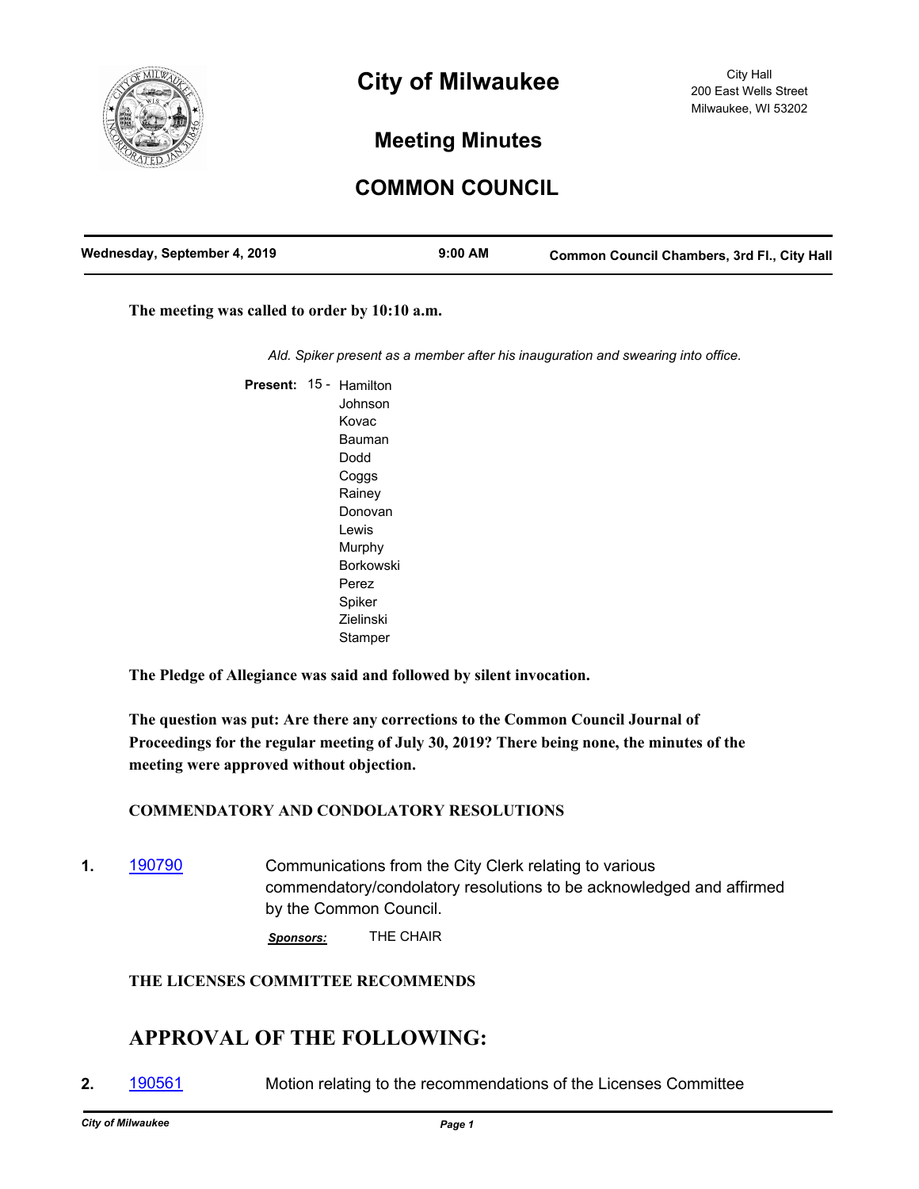# City of Milwaukee

City Hall
200 East Wells Street
Milwaukee, WI 53202

## Meeting Minutes

## COMMON COUNCIL

| Wednesday, September 4, 2019 | 9:00 AM | Common Council Chambers, 3rd Fl., City Hall |
|---|---|---|

**The meeting was called to order by 10:10 a.m.**

*Ald. Spiker present as a member after his inauguration and swearing into office.*

**Present:** 15 - Hamilton, Johnson, Kovac, Bauman, Dodd, Coggs, Rainey, Donovan, Lewis, Murphy, Borkowski, Perez, Spiker, Zielinski, Stamper

**The Pledge of Allegiance was said and followed by silent invocation.**

**The question was put: Are there any corrections to the Common Council Journal of Proceedings for the regular meeting of July 30, 2019? There being none, the minutes of the meeting were approved without objection.**

**COMMENDATORY AND CONDOLATORY RESOLUTIONS**

**1.** 190790 — Communications from the City Clerk relating to various commendatory/condolatory resolutions to be acknowledged and affirmed by the Common Council.

***Sponsors:*** THE CHAIR

**THE LICENSES COMMITTEE RECOMMENDS**

## APPROVAL OF THE FOLLOWING:

**2.** 190561 — Motion relating to the recommendations of the Licenses Committee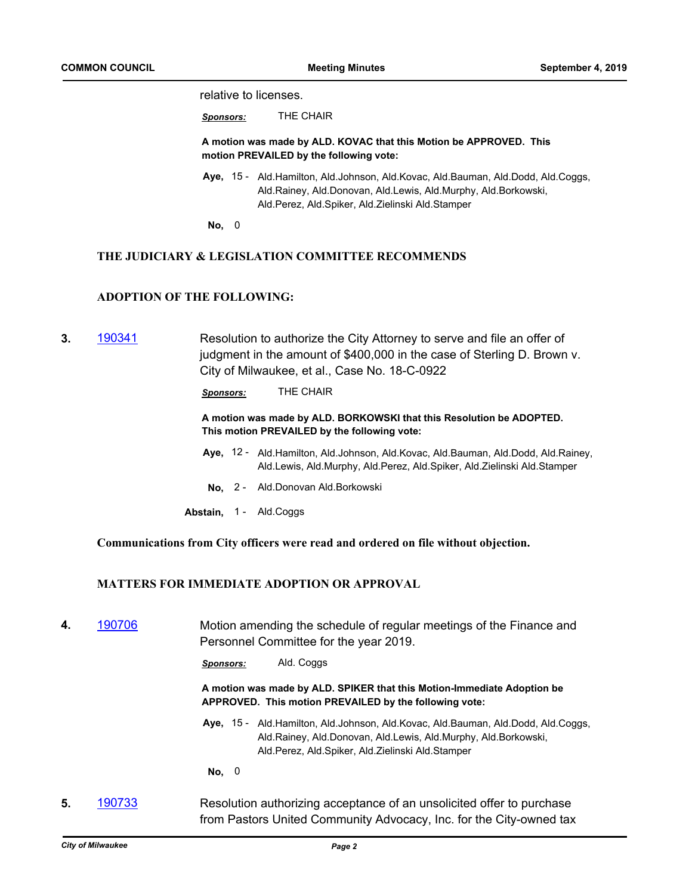relative to licenses.

***Sponsors:*** THE CHAIR

**A motion was made by ALD. KOVAC that this Motion be APPROVED. This motion PREVAILED by the following vote:**

**Aye,** 15 - Ald.Hamilton, Ald.Johnson, Ald.Kovac, Ald.Bauman, Ald.Dodd, Ald.Coggs, Ald.Rainey, Ald.Donovan, Ald.Lewis, Ald.Murphy, Ald.Borkowski, Ald.Perez, Ald.Spiker, Ald.Zielinski Ald.Stamper

**No,** 0

## THE JUDICIARY & LEGISLATION COMMITTEE RECOMMENDS

## ADOPTION OF THE FOLLOWING:

**3.** 190341 Resolution to authorize the City Attorney to serve and file an offer of judgment in the amount of $400,000 in the case of Sterling D. Brown v. City of Milwaukee, et al., Case No. 18-C-0922

***Sponsors:*** THE CHAIR

**A motion was made by ALD. BORKOWSKI that this Resolution be ADOPTED. This motion PREVAILED by the following vote:**

**Aye,** 12 - Ald.Hamilton, Ald.Johnson, Ald.Kovac, Ald.Bauman, Ald.Dodd, Ald.Rainey, Ald.Lewis, Ald.Murphy, Ald.Perez, Ald.Spiker, Ald.Zielinski Ald.Stamper

**No,** 2 - Ald.Donovan Ald.Borkowski

**Abstain,** 1 - Ald.Coggs

**Communications from City officers were read and ordered on file without objection.**

## MATTERS FOR IMMEDIATE ADOPTION OR APPROVAL

**4.** 190706 Motion amending the schedule of regular meetings of the Finance and Personnel Committee for the year 2019.

***Sponsors:*** Ald. Coggs

**A motion was made by ALD. SPIKER that this Motion-Immediate Adoption be APPROVED. This motion PREVAILED by the following vote:**

**Aye,** 15 - Ald.Hamilton, Ald.Johnson, Ald.Kovac, Ald.Bauman, Ald.Dodd, Ald.Coggs, Ald.Rainey, Ald.Donovan, Ald.Lewis, Ald.Murphy, Ald.Borkowski, Ald.Perez, Ald.Spiker, Ald.Zielinski Ald.Stamper

**No,** 0

**5.** 190733 Resolution authorizing acceptance of an unsolicited offer to purchase from Pastors United Community Advocacy, Inc. for the City-owned tax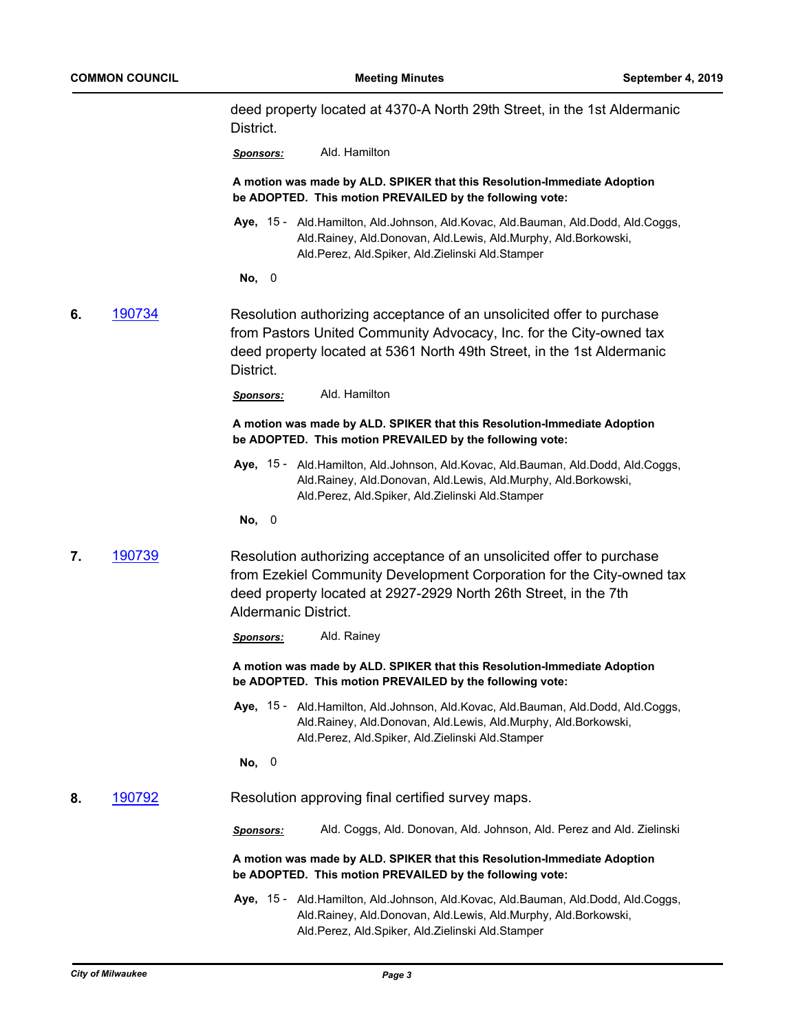deed property located at 4370-A North 29th Street, in the 1st Aldermanic District.

***Sponsors:*** Ald. Hamilton

**A motion was made by ALD. SPIKER that this Resolution-Immediate Adoption be ADOPTED. This motion PREVAILED by the following vote:**

**Aye,** 15 - Ald.Hamilton, Ald.Johnson, Ald.Kovac, Ald.Bauman, Ald.Dodd, Ald.Coggs, Ald.Rainey, Ald.Donovan, Ald.Lewis, Ald.Murphy, Ald.Borkowski, Ald.Perez, Ald.Spiker, Ald.Zielinski Ald.Stamper

**No,** 0

**6.** 190734

Resolution authorizing acceptance of an unsolicited offer to purchase from Pastors United Community Advocacy, Inc. for the City-owned tax deed property located at 5361 North 49th Street, in the 1st Aldermanic District.

***Sponsors:*** Ald. Hamilton

**A motion was made by ALD. SPIKER that this Resolution-Immediate Adoption be ADOPTED. This motion PREVAILED by the following vote:**

**Aye,** 15 - Ald.Hamilton, Ald.Johnson, Ald.Kovac, Ald.Bauman, Ald.Dodd, Ald.Coggs, Ald.Rainey, Ald.Donovan, Ald.Lewis, Ald.Murphy, Ald.Borkowski, Ald.Perez, Ald.Spiker, Ald.Zielinski Ald.Stamper

**No,** 0

**7.** 190739

Resolution authorizing acceptance of an unsolicited offer to purchase from Ezekiel Community Development Corporation for the City-owned tax deed property located at 2927-2929 North 26th Street, in the 7th Aldermanic District.

***Sponsors:*** Ald. Rainey

**A motion was made by ALD. SPIKER that this Resolution-Immediate Adoption be ADOPTED. This motion PREVAILED by the following vote:**

**Aye,** 15 - Ald.Hamilton, Ald.Johnson, Ald.Kovac, Ald.Bauman, Ald.Dodd, Ald.Coggs, Ald.Rainey, Ald.Donovan, Ald.Lewis, Ald.Murphy, Ald.Borkowski, Ald.Perez, Ald.Spiker, Ald.Zielinski Ald.Stamper

**No,** 0

**8.** 190792

Resolution approving final certified survey maps.

***Sponsors:*** Ald. Coggs, Ald. Donovan, Ald. Johnson, Ald. Perez and Ald. Zielinski

**A motion was made by ALD. SPIKER that this Resolution-Immediate Adoption be ADOPTED. This motion PREVAILED by the following vote:**

**Aye,** 15 - Ald.Hamilton, Ald.Johnson, Ald.Kovac, Ald.Bauman, Ald.Dodd, Ald.Coggs, Ald.Rainey, Ald.Donovan, Ald.Lewis, Ald.Murphy, Ald.Borkowski, Ald.Perez, Ald.Spiker, Ald.Zielinski Ald.Stamper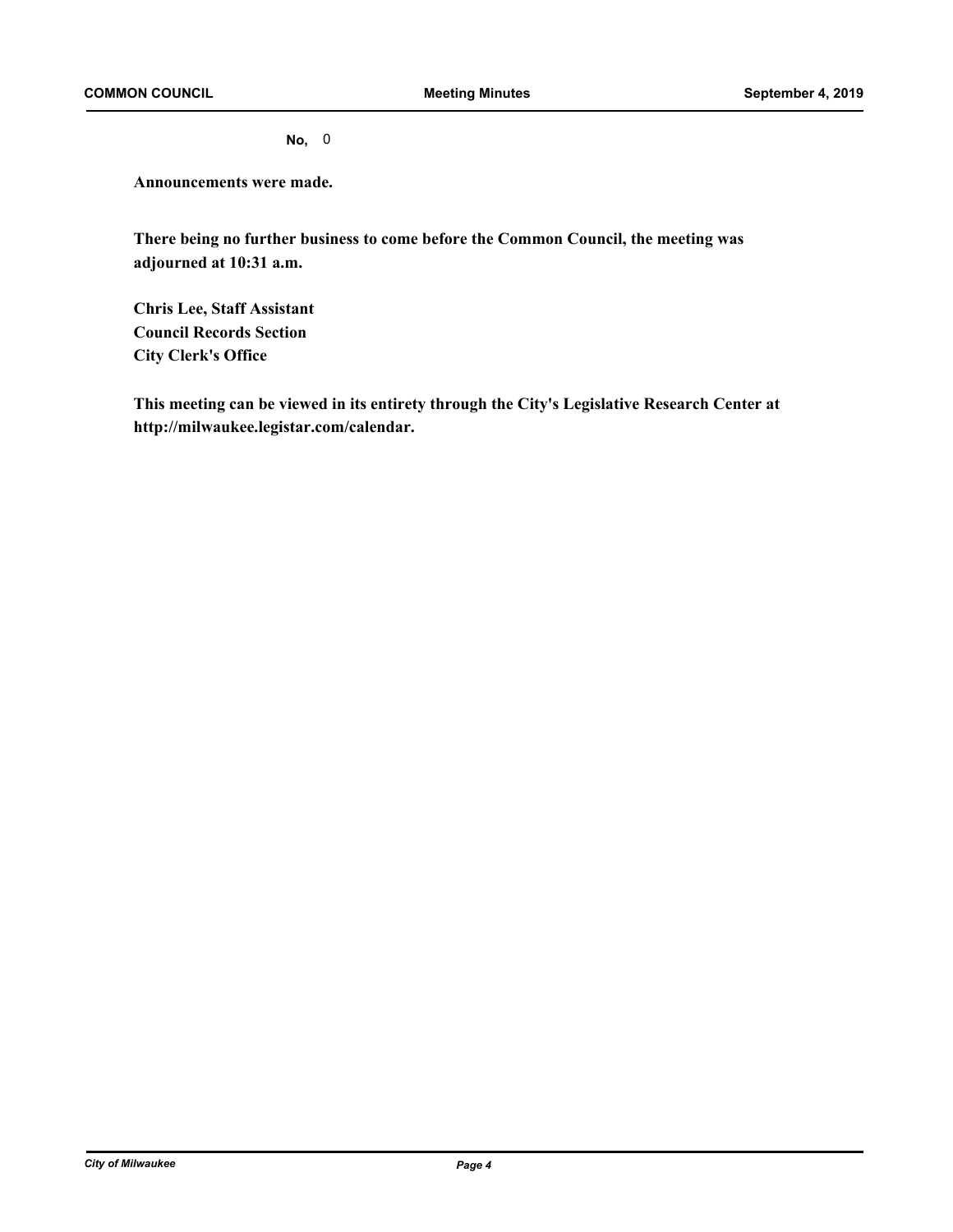**No,** 0

**Announcements were made.**

**There being no further business to come before the Common Council, the meeting was adjourned at 10:31 a.m.**

**Chris Lee, Staff Assistant**
**Council Records Section**
**City Clerk's Office**

**This meeting can be viewed in its entirety through the City's Legislative Research Center at http://milwaukee.legistar.com/calendar.**